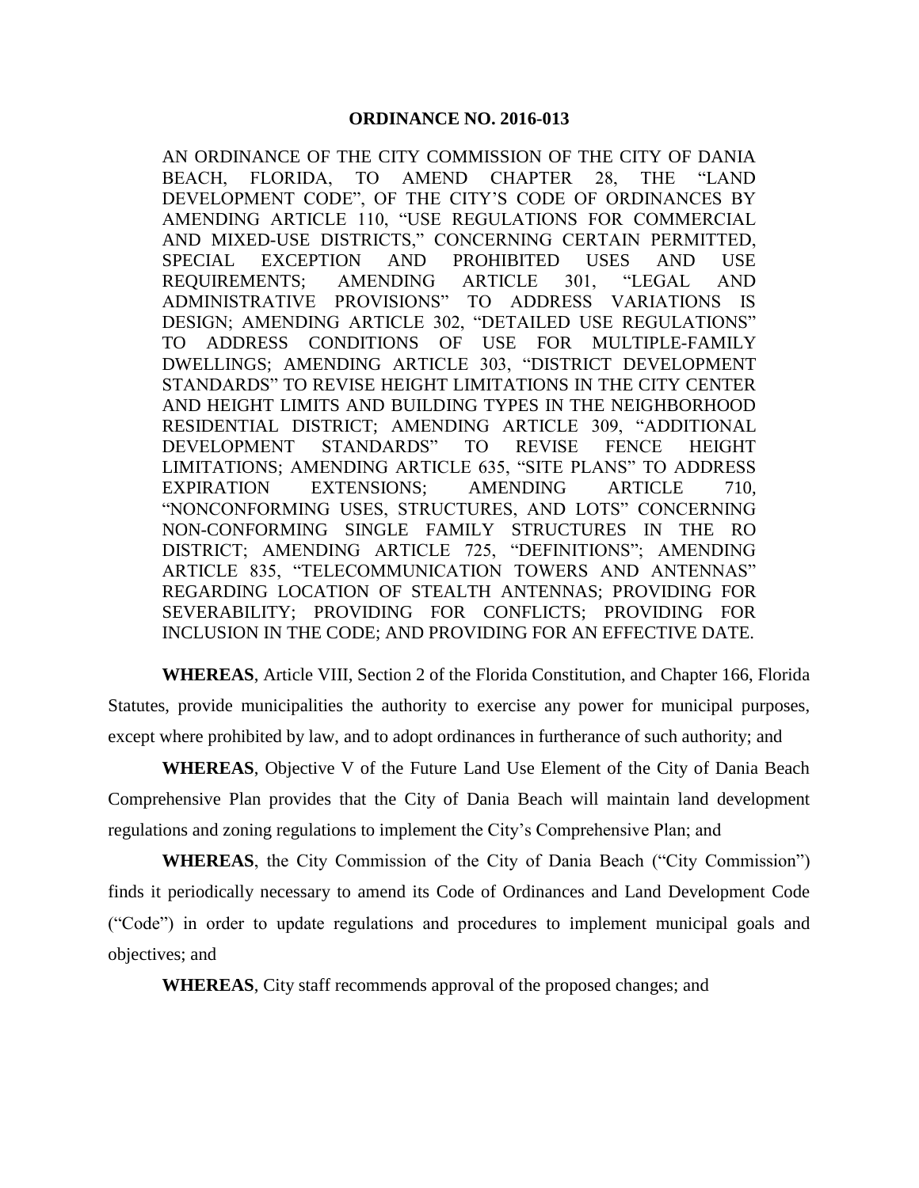# ORDINANCE NO. 2016-013

AN ORDINANCE OF THE CITY COMMISSION OF THE CITY OF DANIA BEACH, FLORIDA, TO AMEND CHAPTER 28, THE "LAND DEVELOPMENT CODE", OF THE CITY'S CODE OF ORDINANCES BY AMENDING ARTICLE 110, "USE REGULATIONS FOR COMMERCIAL AND MIXED-USE DISTRICTS," CONCERNING CERTAIN PERMITTED, SPECIAL EXCEPTION AND PROHIBITED USES AND USE REQUIREMENTS; AMENDING ARTICLE 301, "LEGAL AND ADMINISTRATIVE PROVISIONS" TO ADDRESS VARIATIONS IS DESIGN; AMENDING ARTICLE 302, "DETAILED USE REGULATIONS" TO ADDRESS CONDITIONS OF USE FOR MULTIPLE-FAMILY DWELLINGS; AMENDING ARTICLE 303, "DISTRICT DEVELOPMENT STANDARDS" TO REVISE HEIGHT LIMITATIONS IN THE CITY CENTER AND HEIGHT LIMITS AND BUILDING TYPES IN THE NEIGHBORHOOD RESIDENTIAL DISTRICT; AMENDING ARTICLE 309, "ADDITIONAL DEVELOPMENT STANDARDS" TO REVISE FENCE HEIGHT LIMITATIONS; AMENDING ARTICLE 635, "SITE PLANS" TO ADDRESS EXPIRATION EXTENSIONS; AMENDING ARTICLE 710, "NONCONFORMING USES, STRUCTURES, AND LOTS" CONCERNING NON-CONFORMING SINGLE FAMILY STRUCTURES IN THE RO DISTRICT; AMENDING ARTICLE 725, "DEFINITIONS"; AMENDING ARTICLE 835, "TELECOMMUNICATION TOWERS AND ANTENNAS" REGARDING LOCATION OF STEALTH ANTENNAS; PROVIDING FOR SEVERABILITY; PROVIDING FOR CONFLICTS; PROVIDING FOR INCLUSION IN THE CODE; AND PROVIDING FOR AN EFFECTIVE DATE.

**WHEREAS**, Article VIII, Section 2 of the Florida Constitution, and Chapter 166, Florida Statutes, provide municipalities the authority to exercise any power for municipal purposes, except where prohibited by law, and to adopt ordinances in furtherance of such authority; and

**WHEREAS**, Objective V of the Future Land Use Element of the City of Dania Beach Comprehensive Plan provides that the City of Dania Beach will maintain land development regulations and zoning regulations to implement the City's Comprehensive Plan; and

**WHEREAS**, the City Commission of the City of Dania Beach ("City Commission") finds it periodically necessary to amend its Code of Ordinances and Land Development Code ("Code") in order to update regulations and procedures to implement municipal goals and objectives; and

**WHEREAS**, City staff recommends approval of the proposed changes; and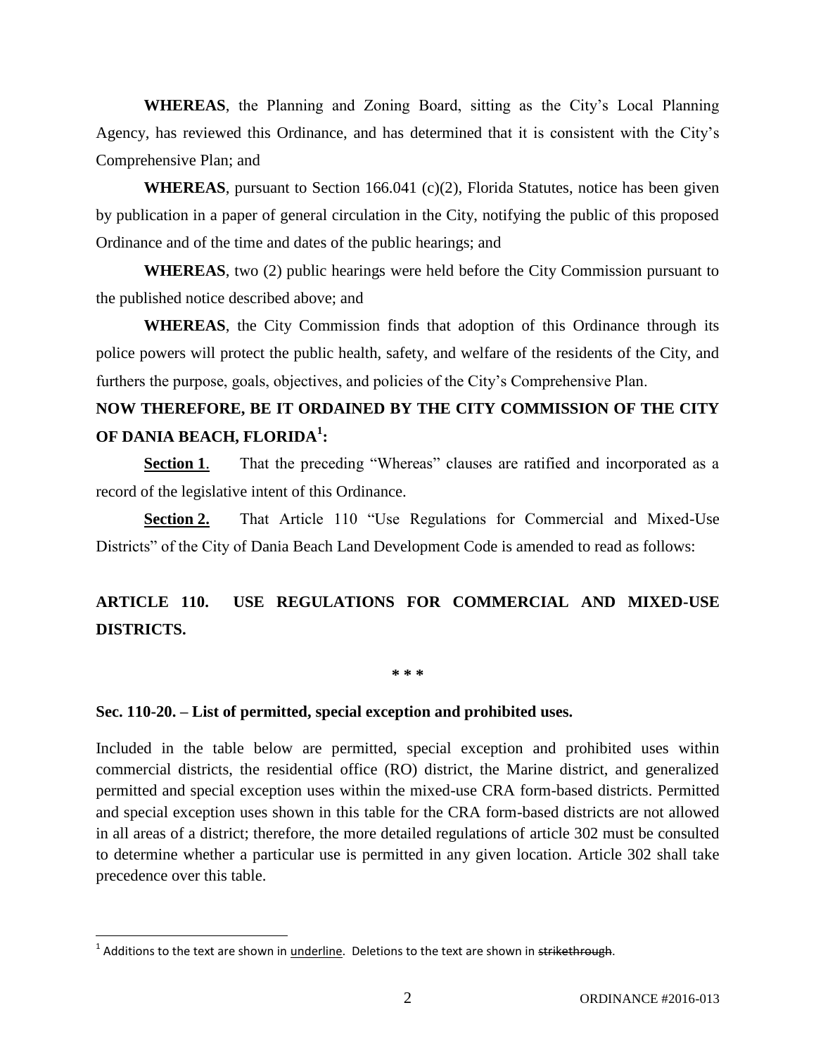**WHEREAS**, the Planning and Zoning Board, sitting as the City's Local Planning Agency, has reviewed this Ordinance, and has determined that it is consistent with the City's Comprehensive Plan; and

**WHEREAS**, pursuant to Section 166.041 (c)(2), Florida Statutes, notice has been given by publication in a paper of general circulation in the City, notifying the public of this proposed Ordinance and of the time and dates of the public hearings; and

**WHEREAS**, two (2) public hearings were held before the City Commission pursuant to the published notice described above; and

**WHEREAS**, the City Commission finds that adoption of this Ordinance through its police powers will protect the public health, safety, and welfare of the residents of the City, and furthers the purpose, goals, objectives, and policies of the City's Comprehensive Plan.

**NOW THEREFORE, BE IT ORDAINED BY THE CITY COMMISSION OF THE CITY OF DANIA BEACH, FLORIDA[1]:**

**Section 1**. That the preceding "Whereas" clauses are ratified and incorporated as a record of the legislative intent of this Ordinance.

**Section 2.** That Article 110 "Use Regulations for Commercial and Mixed-Use Districts" of the City of Dania Beach Land Development Code is amended to read as follows:

## ARTICLE 110. USE REGULATIONS FOR COMMERCIAL AND MIXED-USE DISTRICTS.

\* \* \*

### Sec. 110-20. – List of permitted, special exception and prohibited uses.

Included in the table below are permitted, special exception and prohibited uses within commercial districts, the residential office (RO) district, the Marine district, and generalized permitted and special exception uses within the mixed-use CRA form-based districts. Permitted and special exception uses shown in this table for the CRA form-based districts are not allowed in all areas of a district; therefore, the more detailed regulations of article 302 must be consulted to determine whether a particular use is permitted in any given location. Article 302 shall take precedence over this table.

[1] Additions to the text are shown in underline. Deletions to the text are shown in ~~strikethrough~~.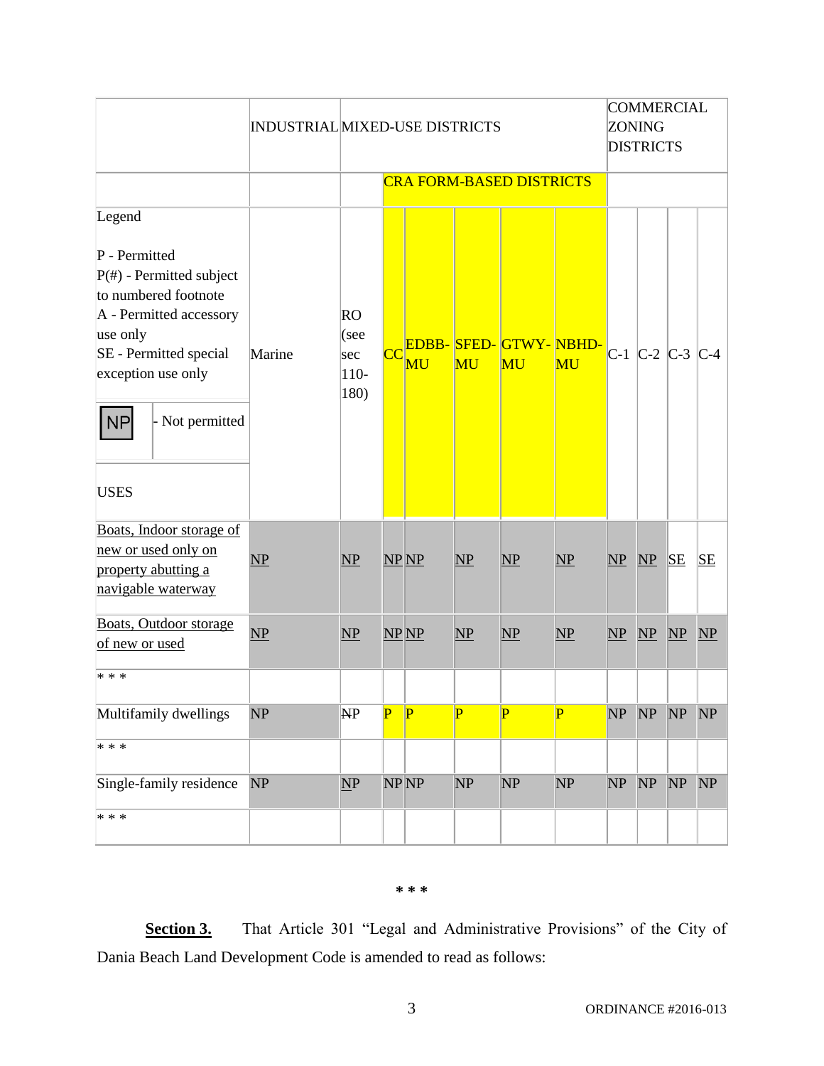| | INDUSTRIAL | MIXED-USE DISTRICTS | | | | | | COMMERCIAL ZONING DISTRICTS | | | |
|---|---|---|---|---|---|---|---|---|---|---|---|
| | | | CRA FORM-BASED DISTRICTS | | | | | | | | |
| Legend<br><br>P - Permitted<br>P(#) - Permitted subject to numbered footnote<br>A - Permitted accessory use only<br>SE - Permitted special exception use only<br>NP - Not permitted<br><br>USES | Marine | RO (see sec 110-180) | CC | EDBB-MU | SFED-MU | GTWY-MU | NBHD-MU | C-1 | C-2 | C-3 | C-4 |
| Boats, Indoor storage of new or used only on property abutting a navigable waterway | NP | NP | NP | NP | NP | NP | NP | NP | NP | SE | SE |
| Boats, Outdoor storage of new or used | NP | NP | NP | NP | NP | NP | NP | NP | NP | NP | NP |
| * * * | | | | | | | | | | | |
| Multifamily dwellings | NP | NP | P | P | P | P | P | NP | NP | NP | NP |
| * * * | | | | | | | | | | | |
| Single-family residence | NP | NP | NP | NP | NP | NP | NP | NP | NP | NP | NP |
| * * * | | | | | | | | | | | |

\* \* \*

**Section 3.** That Article 301 "Legal and Administrative Provisions" of the City of Dania Beach Land Development Code is amended to read as follows: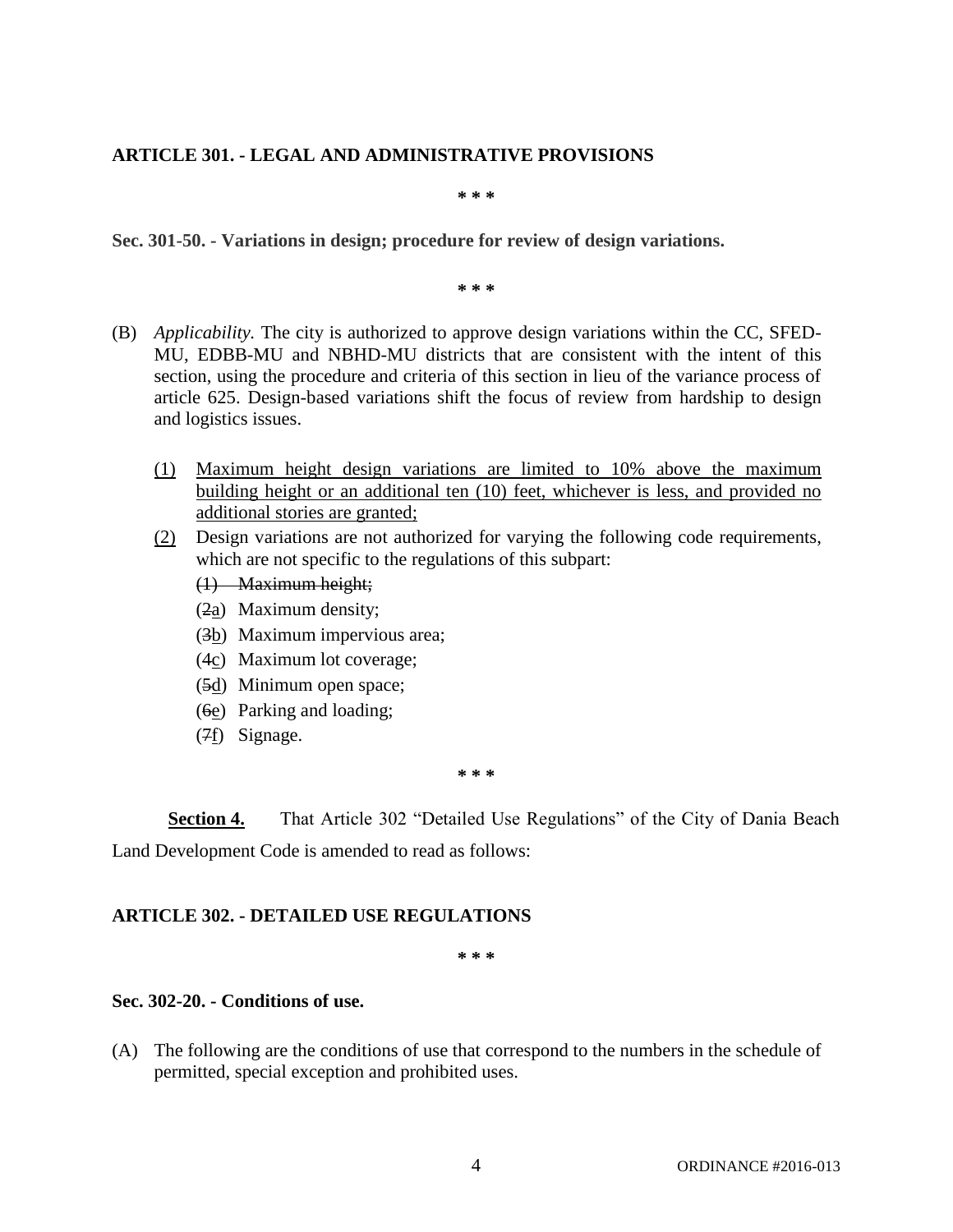**ARTICLE 301. - LEGAL AND ADMINISTRATIVE PROVISIONS**

\* \* \*

**Sec. 301-50. - Variations in design; procedure for review of design variations.**

\* \* \*

(B) *Applicability.* The city is authorized to approve design variations within the CC, SFED-MU, EDBB-MU and NBHD-MU districts that are consistent with the intent of this section, using the procedure and criteria of this section in lieu of the variance process of article 625. Design-based variations shift the focus of review from hardship to design and logistics issues.

<u>(1)</u> <u>Maximum height design variations are limited to 10% above the maximum building height or an additional ten (10) feet, whichever is less, and provided no additional stories are granted;</u>

<u>(2)</u> Design variations are not authorized for varying the following code requirements, which are not specific to the regulations of this subpart:

~~(1) Maximum height;~~

(~~2~~<u>a</u>) Maximum density;

(~~3~~<u>b</u>) Maximum impervious area;

(4<u>c</u>) Maximum lot coverage;

(~~5~~<u>d</u>) Minimum open space;

(~~6~~<u>e</u>) Parking and loading;

(~~7~~<u>f</u>) Signage.

\* \* \*

**<u>Section 4.</u>** That Article 302 "Detailed Use Regulations" of the City of Dania Beach Land Development Code is amended to read as follows:

**ARTICLE 302. - DETAILED USE REGULATIONS**

\* \* \*

**Sec. 302-20. - Conditions of use.**

(A) The following are the conditions of use that correspond to the numbers in the schedule of permitted, special exception and prohibited uses.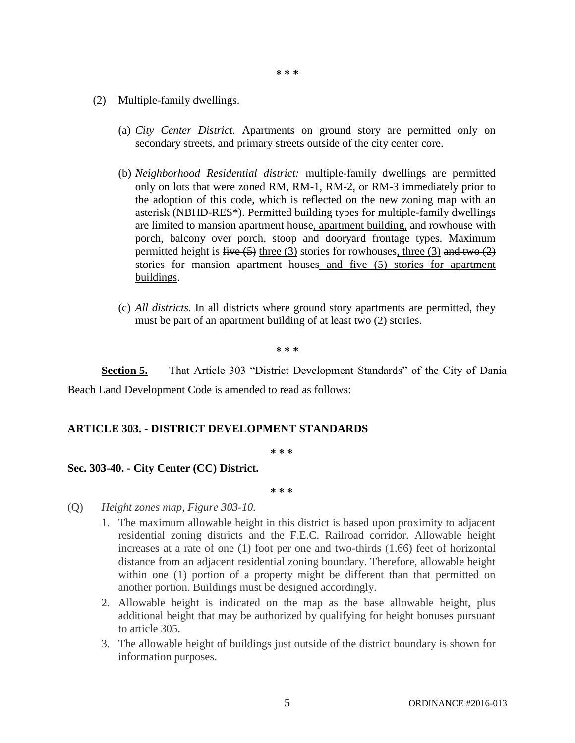\* \* \*

(2) Multiple-family dwellings.

(a) *City Center District.* Apartments on ground story are permitted only on secondary streets, and primary streets outside of the city center core.

(b) *Neighborhood Residential district:* multiple-family dwellings are permitted only on lots that were zoned RM, RM-1, RM-2, or RM-3 immediately prior to the adoption of this code, which is reflected on the new zoning map with an asterisk (NBHD-RES*). Permitted building types for multiple-family dwellings are limited to mansion apartment house<u>, apartment building,</u> and rowhouse with porch, balcony over porch, stoop and dooryard frontage types. Maximum permitted height is ~~five (5)~~ <u>three (3)</u> stories for rowhouses<u>, three (3)</u> ~~and two (2)~~ stories for ~~mansion~~ apartment houses<u> and five (5) stories for apartment buildings</u>.

(c) *All districts.* In all districts where ground story apartments are permitted, they must be part of an apartment building of at least two (2) stories.

\* \* \*

**<u>Section 5.</u>** That Article 303 "District Development Standards" of the City of Dania Beach Land Development Code is amended to read as follows:

**ARTICLE 303. - DISTRICT DEVELOPMENT STANDARDS**

\* \* \*

**Sec. 303-40. - City Center (CC) District.**

\* \* \*

(Q) *Height zones map, Figure 303-10.*

1. The maximum allowable height in this district is based upon proximity to adjacent residential zoning districts and the F.E.C. Railroad corridor. Allowable height increases at a rate of one (1) foot per one and two-thirds (1.66) feet of horizontal distance from an adjacent residential zoning boundary. Therefore, allowable height within one (1) portion of a property might be different than that permitted on another portion. Buildings must be designed accordingly.
2. Allowable height is indicated on the map as the base allowable height, plus additional height that may be authorized by qualifying for height bonuses pursuant to article 305.
3. The allowable height of buildings just outside of the district boundary is shown for information purposes.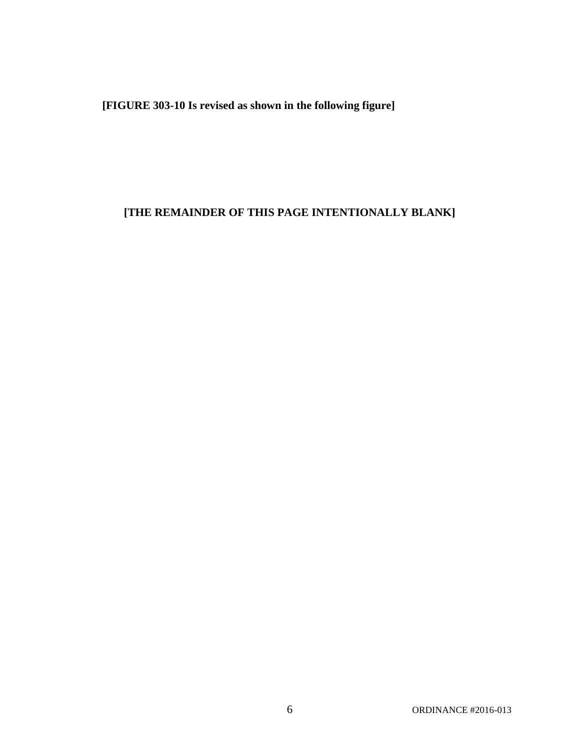**[FIGURE 303-10 Is revised as shown in the following figure]**

**[THE REMAINDER OF THIS PAGE INTENTIONALLY BLANK]**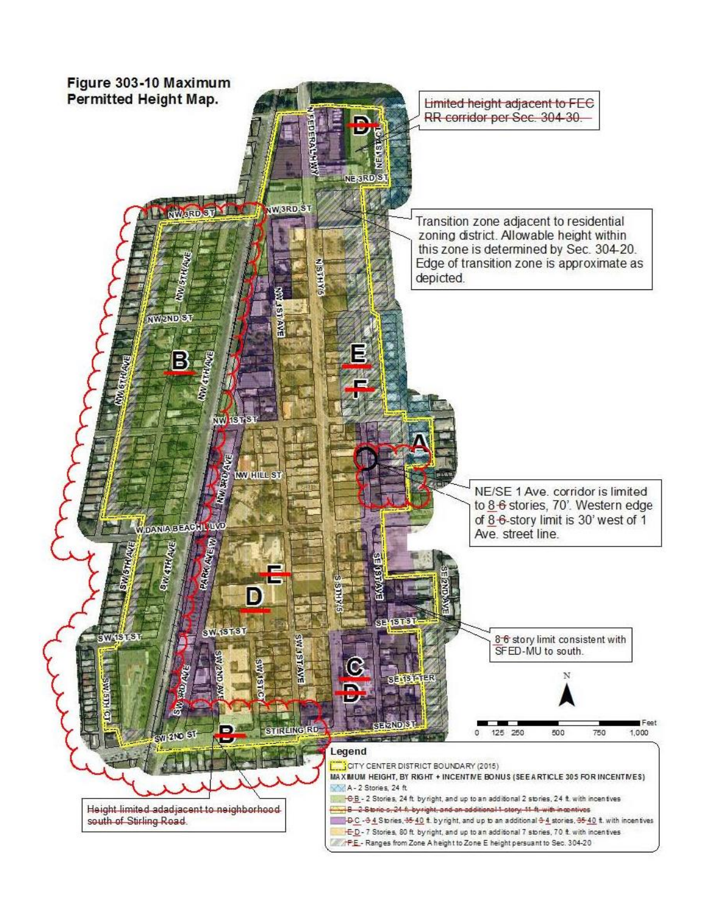**Figure 303-10 Maximum Permitted Height Map.**

~~Limited height adjacent to FEC RR corridor per Sec. 304-30.~~

Transition zone adjacent to residential zoning district. Allowable height within this zone is determined by Sec. 304-20. Edge of transition zone is approximate as depicted.

NE/SE 1 Ave. corridor is limited to 8 ~~6~~ stories, 70'. Western edge of 8 ~~6~~-story limit is 30' west of 1 Ave. street line.

8 ~~6~~ story limit consistent with SFED-MU to south.

~~Height limited adadjacent to neighborhood south of Stirling Road.~~

**Legend**

CITY CENTER DISTRICT BOUNDARY (2015)

MAXIMUM HEIGHT, BY RIGHT + INCENTIVE BONUS (SEE ARTICLE 305 FOR INCENTIVES)

- A - 2 Stories, 24 ft.
- ~~C~~ B - 2 Stories, 24 ft. by right, and up to an additional 2 stories, 24 ft. with incentives
- ~~B - 2 Stories, 24 ft. by right, and an additional 1 story, 11 ft. with incentives~~
- ~~D~~ C - ~~3~~ 4 Stories, ~~35~~ 40 ft. by right, and up to an additional ~~3~~ 4 stories, ~~35~~ 40 ft. with incentives
- ~~E~~ D - 7 Stories, 80 ft. by right, and up to an additional 7 stories, 70 ft. with incentives
- ~~F~~ E - Ranges from Zone A height to Zone E height persuant to Sec. 304-20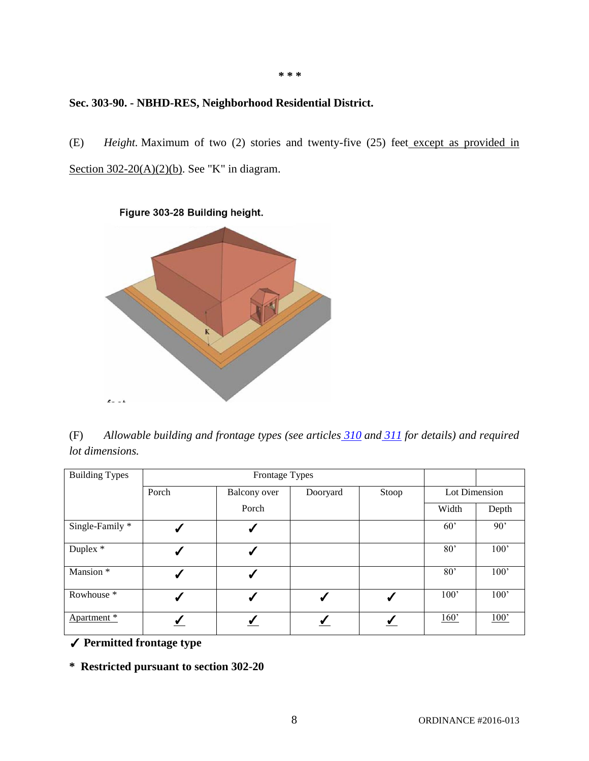\* \* \*

**Sec. 303-90. - NBHD-RES, Neighborhood Residential District.**

(E) *Height.* Maximum of two (2) stories and twenty-five (25) feet except as provided in Section 302-20(A)(2)(b). See "K" in diagram.

**Figure 303-28 Building height.**

(F) *Allowable building and frontage types (see articles 310 and 311 for details) and required lot dimensions.*

| Building Types | Frontage Types | | | | Lot Dimension | |
|---|---|---|---|---|---|---|
| | Porch | Balcony over Porch | Dooryard | Stoop | Width | Depth |
| Single-Family * | ✓ | ✓ | | | 60' | 90' |
| Duplex * | ✓ | ✓ | | | 80' | 100' |
| Mansion * | ✓ | ✓ | | | 80' | 100' |
| Rowhouse * | ✓ | ✓ | ✓ | ✓ | 100' | 100' |
| Apartment * | ✓ | ✓ | ✓ | ✓ | 160' | 100' |

**✓ Permitted frontage type**

**\* Restricted pursuant to section 302-20**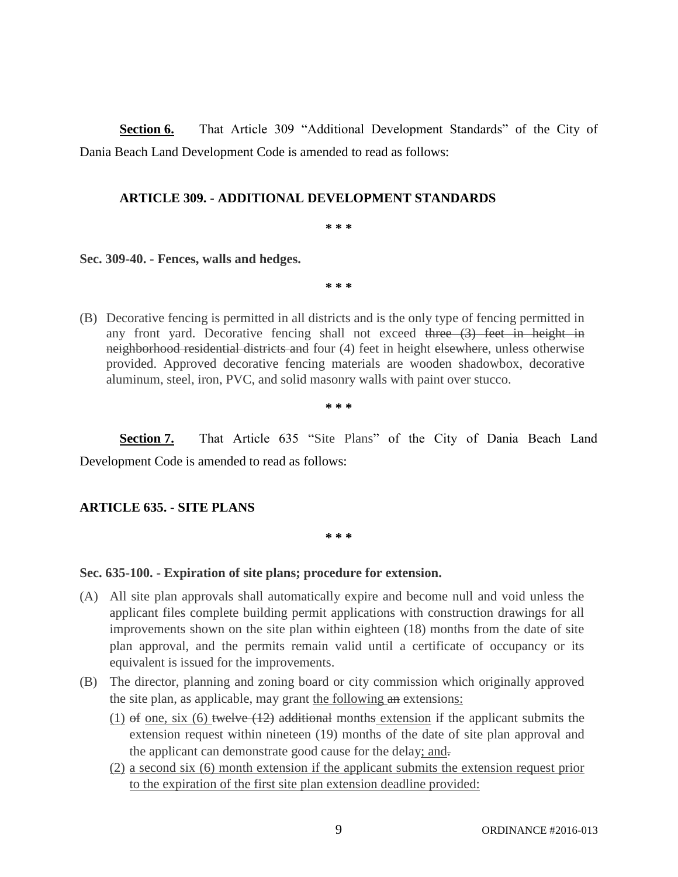**<u>Section 6.</u>** That Article 309 "Additional Development Standards" of the City of Dania Beach Land Development Code is amended to read as follows:

**ARTICLE 309. - ADDITIONAL DEVELOPMENT STANDARDS**

**\* \* \***

**Sec. 309-40. - Fences, walls and hedges.**

**\* \* \***

(B) Decorative fencing is permitted in all districts and is the only type of fencing permitted in any front yard. Decorative fencing shall not exceed ~~three (3) feet in height in neighborhood residential districts and~~ four (4) feet in height ~~elsewhere~~, unless otherwise provided. Approved decorative fencing materials are wooden shadowbox, decorative aluminum, steel, iron, PVC, and solid masonry walls with paint over stucco.

**\* \* \***

**<u>Section 7.</u>** That Article 635 "Site Plans" of the City of Dania Beach Land Development Code is amended to read as follows:

**ARTICLE 635. - SITE PLANS**

**\* \* \***

**Sec. 635-100. - Expiration of site plans; procedure for extension.**

(A) All site plan approvals shall automatically expire and become null and void unless the applicant files complete building permit applications with construction drawings for all improvements shown on the site plan within eighteen (18) months from the date of site plan approval, and the permits remain valid until a certificate of occupancy or its equivalent is issued for the improvements.

(B) The director, planning and zoning board or city commission which originally approved the site plan, as applicable, may grant <u>the following</u> ~~an~~ extension<u>s:</u>

   <u>(1)</u> ~~of~~ <u>one, six (6)</u> ~~twelve (12)~~ ~~additional~~ month~~s~~ <u>extension</u> if the applicant submits the extension request within nineteen (19) months of the date of site plan approval and the applicant can demonstrate good cause for the delay<u>; and</u>~~.~~

   <u>(2) a second six (6) month extension if the applicant submits the extension request prior to the expiration of the first site plan extension deadline provided:</u>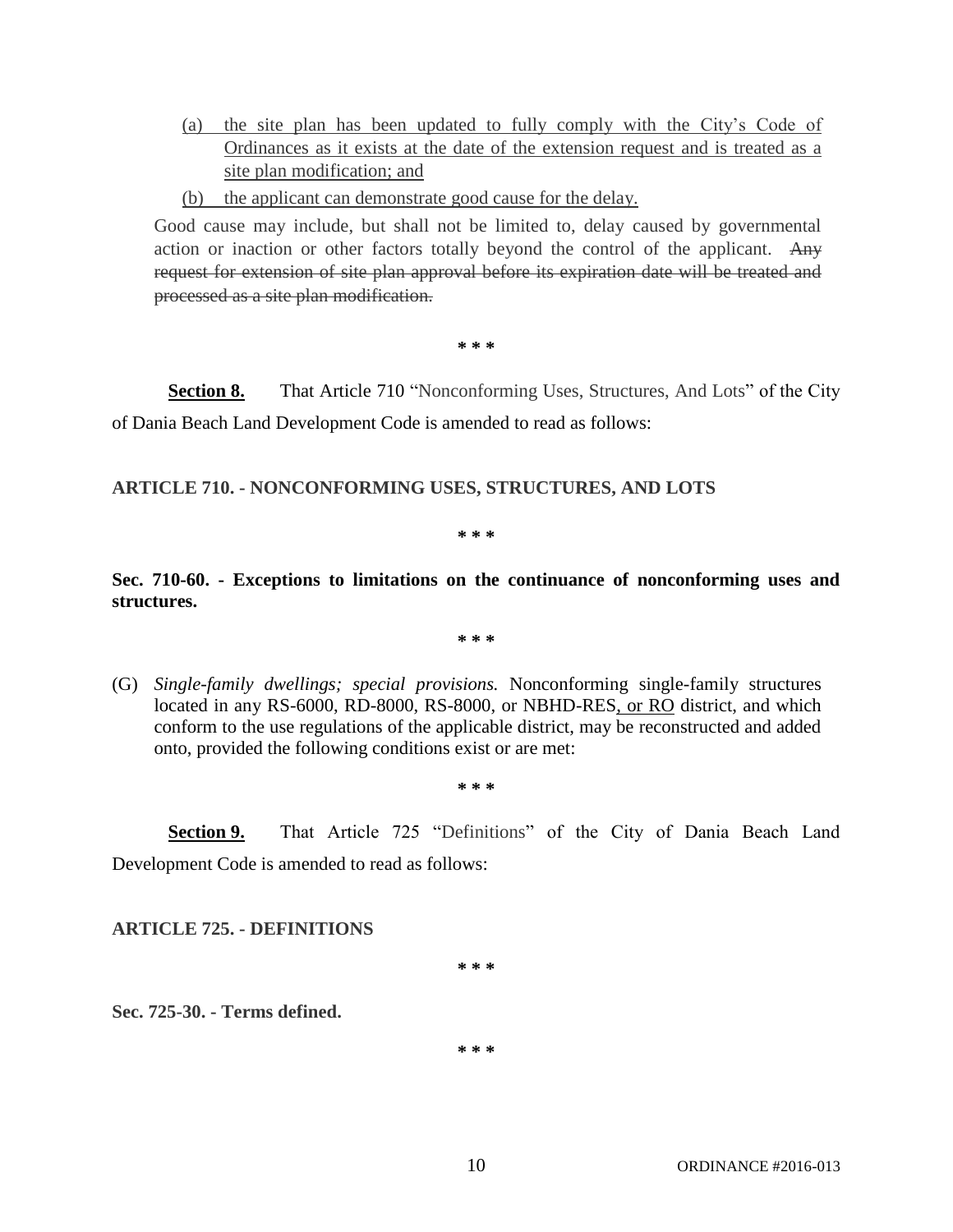(a) the site plan has been updated to fully comply with the City's Code of Ordinances as it exists at the date of the extension request and is treated as a site plan modification; and

(b) the applicant can demonstrate good cause for the delay.

Good cause may include, but shall not be limited to, delay caused by governmental action or inaction or other factors totally beyond the control of the applicant. ~~Any request for extension of site plan approval before its expiration date will be treated and processed as a site plan modification.~~

\* \* \*

**Section 8.** That Article 710 "Nonconforming Uses, Structures, And Lots" of the City of Dania Beach Land Development Code is amended to read as follows:

**ARTICLE 710. - NONCONFORMING USES, STRUCTURES, AND LOTS**

\* \* \*

**Sec. 710-60. - Exceptions to limitations on the continuance of nonconforming uses and structures.**

\* \* \*

(G) *Single-family dwellings; special provisions.* Nonconforming single-family structures located in any RS-6000, RD-8000, RS-8000, or NBHD-RES, or RO district, and which conform to the use regulations of the applicable district, may be reconstructed and added onto, provided the following conditions exist or are met:

\* \* \*

**Section 9.** That Article 725 "Definitions" of the City of Dania Beach Land Development Code is amended to read as follows:

**ARTICLE 725. - DEFINITIONS**

\* \* \*

**Sec. 725-30. - Terms defined.**

\* \* \*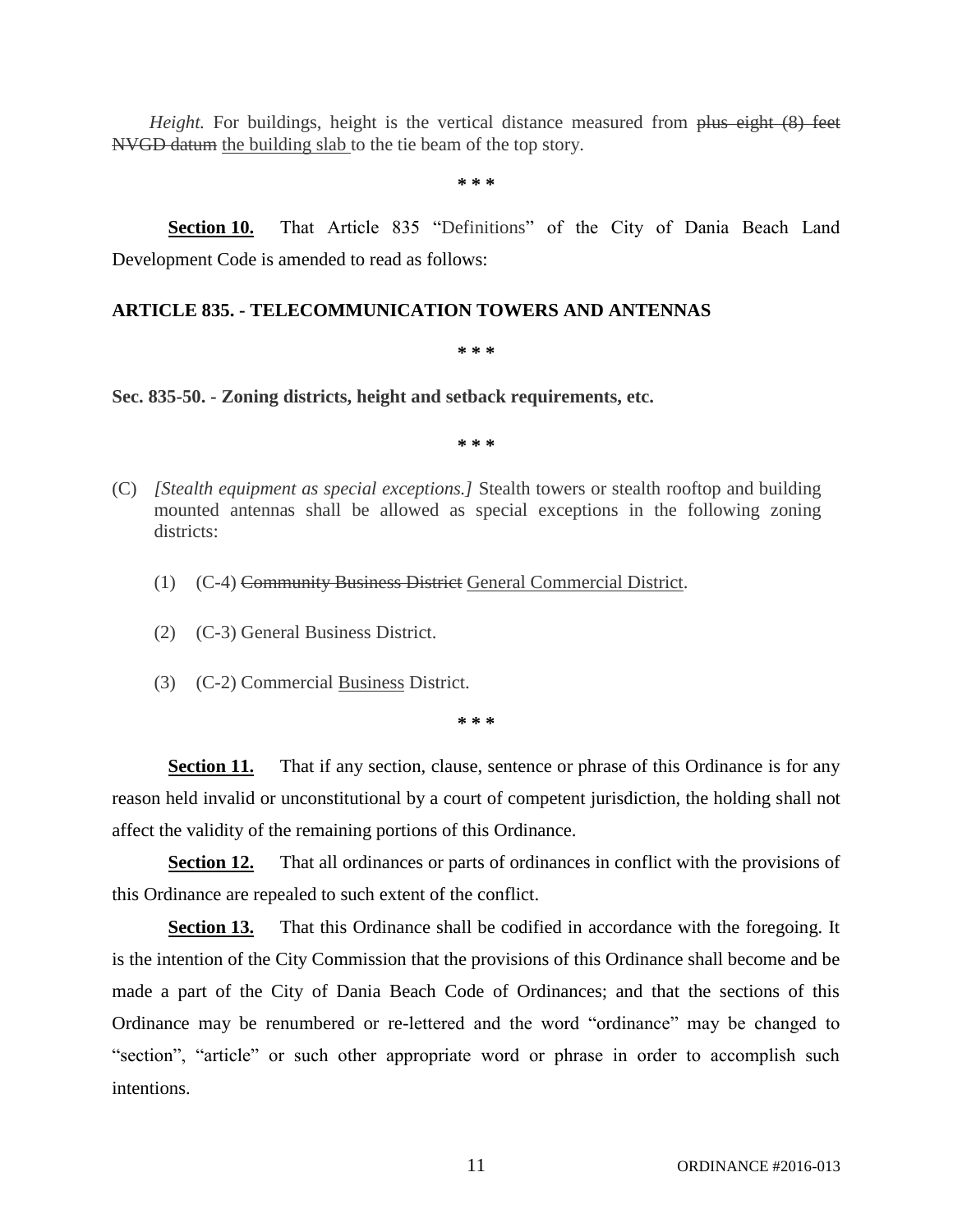*Height.* For buildings, height is the vertical distance measured from ~~plus eight (8) feet NVGD datum~~ <u>the building slab</u> to the tie beam of the top story.

**\* \* \***

**<u>Section 10.</u>** That Article 835 "Definitions" of the City of Dania Beach Land Development Code is amended to read as follows:

**ARTICLE 835. - TELECOMMUNICATION TOWERS AND ANTENNAS**

**\* \* \***

**Sec. 835-50. - Zoning districts, height and setback requirements, etc.**

**\* \* \***

(C) *[Stealth equipment as special exceptions.]* Stealth towers or stealth rooftop and building mounted antennas shall be allowed as special exceptions in the following zoning districts:

(1) (C-4) ~~Community Business District~~ <u>General Commercial District</u>.

(2) (C-3) General Business District.

(3) (C-2) Commercial <u>Business</u> District.

**\* \* \***

**<u>Section 11.</u>** That if any section, clause, sentence or phrase of this Ordinance is for any reason held invalid or unconstitutional by a court of competent jurisdiction, the holding shall not affect the validity of the remaining portions of this Ordinance.

**<u>Section 12.</u>** That all ordinances or parts of ordinances in conflict with the provisions of this Ordinance are repealed to such extent of the conflict.

**<u>Section 13.</u>** That this Ordinance shall be codified in accordance with the foregoing. It is the intention of the City Commission that the provisions of this Ordinance shall become and be made a part of the City of Dania Beach Code of Ordinances; and that the sections of this Ordinance may be renumbered or re-lettered and the word "ordinance" may be changed to "section", "article" or such other appropriate word or phrase in order to accomplish such intentions.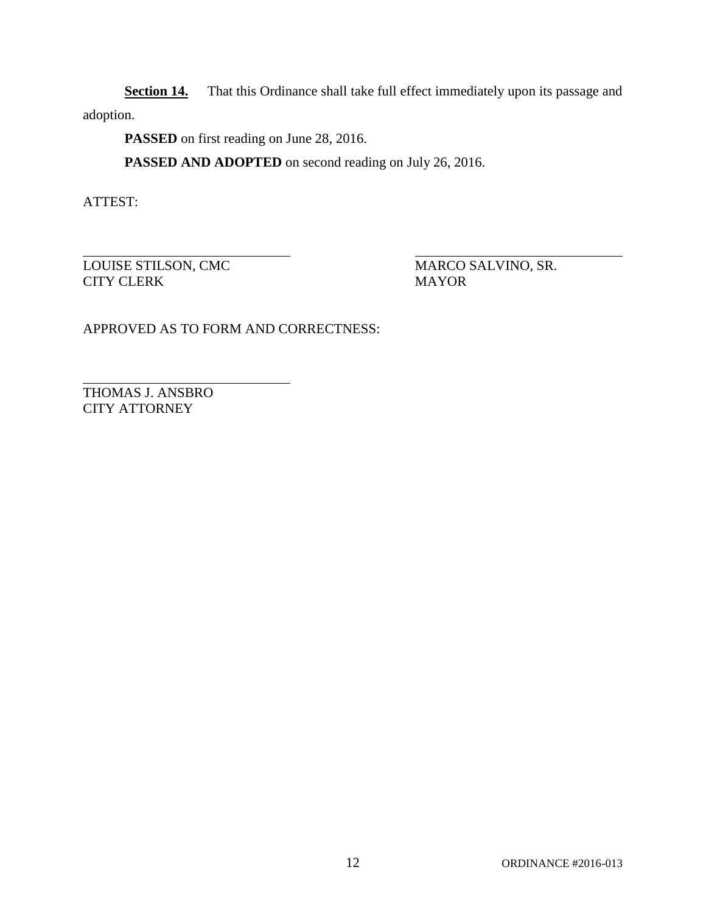**Section 14.** That this Ordinance shall take full effect immediately upon its passage and adoption.

**PASSED** on first reading on June 28, 2016.

**PASSED AND ADOPTED** on second reading on July 26, 2016.

ATTEST:

LOUISE STILSON, CMC
CITY CLERK

MARCO SALVINO, SR.
MAYOR

APPROVED AS TO FORM AND CORRECTNESS:

THOMAS J. ANSBRO
CITY ATTORNEY

ORDINANCE #2016-013